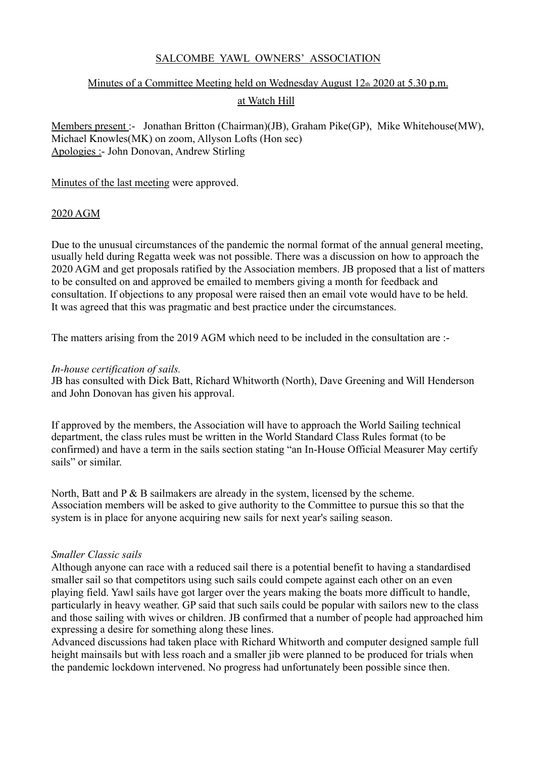SALCOMBE YAWL OWNERS' ASSOCIATION

Minutes of a Committee Meeting held on Wednesday August 12th 2020 at 5.30 p.m.

at Watch Hill

Members present :- Jonathan Britton (Chairman)(JB), Graham Pike(GP), Mike Whitehouse(MW), Michael Knowles(MK) on zoom, Allyson Lofts (Hon sec)
Apologies :- John Donovan, Andrew Stirling

Minutes of the last meeting were approved.

2020 AGM

Due to the unusual circumstances of the pandemic the normal format of the annual general meeting, usually held during Regatta week was not possible. There was a discussion on how to approach the 2020 AGM and get proposals ratified by the Association members. JB proposed that a list of matters to be consulted on and approved be emailed to members giving a month for feedback and consultation. If objections to any proposal were raised then an email vote would have to be held. It was agreed that this was pragmatic and best practice under the circumstances.

The matters arising from the 2019 AGM which need to be included in the consultation are :-

*In-house certification of sails.*
JB has consulted with Dick Batt, Richard Whitworth (North), Dave Greening and Will Henderson and John Donovan has given his approval.

If approved by the members, the Association will have to approach the World Sailing technical department, the class rules must be written in the World Standard Class Rules format (to be confirmed) and have a term in the sails section stating "an In-House Official Measurer May certify sails" or similar.

North, Batt and P & B sailmakers are already in the system, licensed by the scheme.
Association members will be asked to give authority to the Committee to pursue this so that the system is in place for anyone acquiring new sails for next year's sailing season.

*Smaller Classic sails*
Although anyone can race with a reduced sail there is a potential benefit to having a standardised smaller sail so that competitors using such sails could compete against each other on an even playing field. Yawl sails have got larger over the years making the boats more difficult to handle, particularly in heavy weather. GP said that such sails could be popular with sailors new to the class and those sailing with wives or children. JB confirmed that a number of people had approached him expressing a desire for something along these lines.
Advanced discussions had taken place with Richard Whitworth and computer designed sample full height mainsails but with less roach and a smaller jib were planned to be produced for trials when the pandemic lockdown intervened. No progress had unfortunately been possible since then.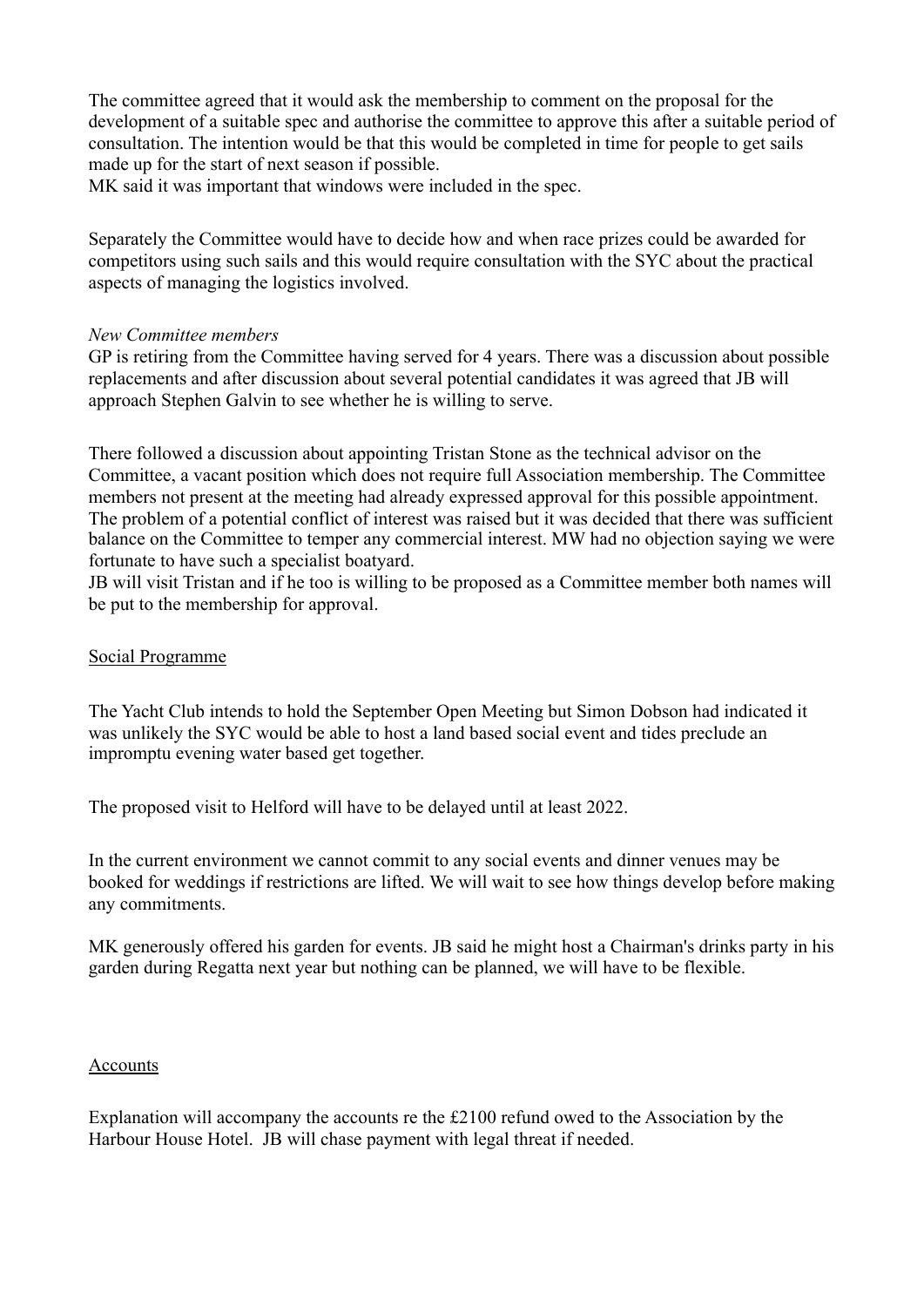The committee agreed that it would ask the membership to comment on the proposal for the development of a suitable spec and authorise the committee to approve this after a suitable period of consultation. The intention would be that this would be completed in time for people to get sails made up for the start of next season if possible.
MK said it was important that windows were included in the spec.

Separately the Committee would have to decide how and when race prizes could be awarded for competitors using such sails and this would require consultation with the SYC about the practical aspects of managing the logistics involved.

*New Committee members*
GP is retiring from the Committee having served for 4 years. There was a discussion about possible replacements and after discussion about several potential candidates it was agreed that JB will approach Stephen Galvin to see whether he is willing to serve.

There followed a discussion about appointing Tristan Stone as the technical advisor on the Committee, a vacant position which does not require full Association membership. The Committee members not present at the meeting had already expressed approval for this possible appointment. The problem of a potential conflict of interest was raised but it was decided that there was sufficient balance on the Committee to temper any commercial interest. MW had no objection saying we were fortunate to have such a specialist boatyard.
JB will visit Tristan and if he too is willing to be proposed as a Committee member both names will be put to the membership for approval.

<u>Social Programme</u>

The Yacht Club intends to hold the September Open Meeting but Simon Dobson had indicated it was unlikely the SYC would be able to host a land based social event and tides preclude an impromptu evening water based get together.

The proposed visit to Helford will have to be delayed until at least 2022.

In the current environment we cannot commit to any social events and dinner venues may be booked for weddings if restrictions are lifted. We will wait to see how things develop before making any commitments.

MK generously offered his garden for events. JB said he might host a Chairman's drinks party in his garden during Regatta next year but nothing can be planned, we will have to be flexible.

<u>Accounts</u>

Explanation will accompany the accounts re the £2100 refund owed to the Association by the Harbour House Hotel. JB will chase payment with legal threat if needed.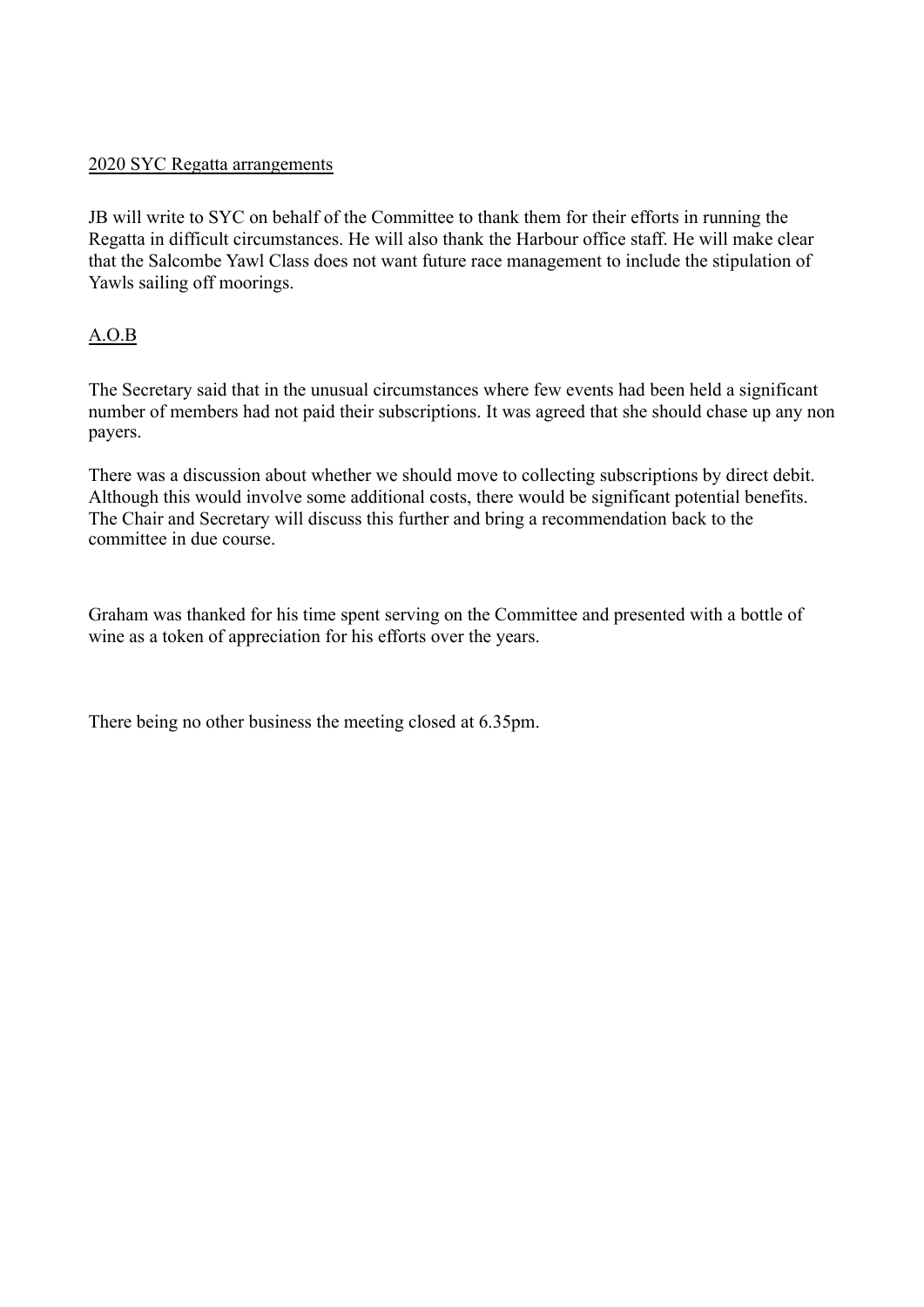## 2020 SYC Regatta arrangements

JB will write to SYC on behalf of the Committee to thank them for their efforts in running the Regatta in difficult circumstances. He will also thank the Harbour office staff. He will make clear that the Salcombe Yawl Class does not want future race management to include the stipulation of Yawls sailing off moorings.

## A.O.B

The Secretary said that in the unusual circumstances where few events had been held a significant number of members had not paid their subscriptions. It was agreed that she should chase up any non payers.

There was a discussion about whether we should move to collecting subscriptions by direct debit. Although this would involve some additional costs, there would be significant potential benefits. The Chair and Secretary will discuss this further and bring a recommendation back to the committee in due course.

Graham was thanked for his time spent serving on the Committee and presented with a bottle of wine as a token of appreciation for his efforts over the years.

There being no other business the meeting closed at 6.35pm.